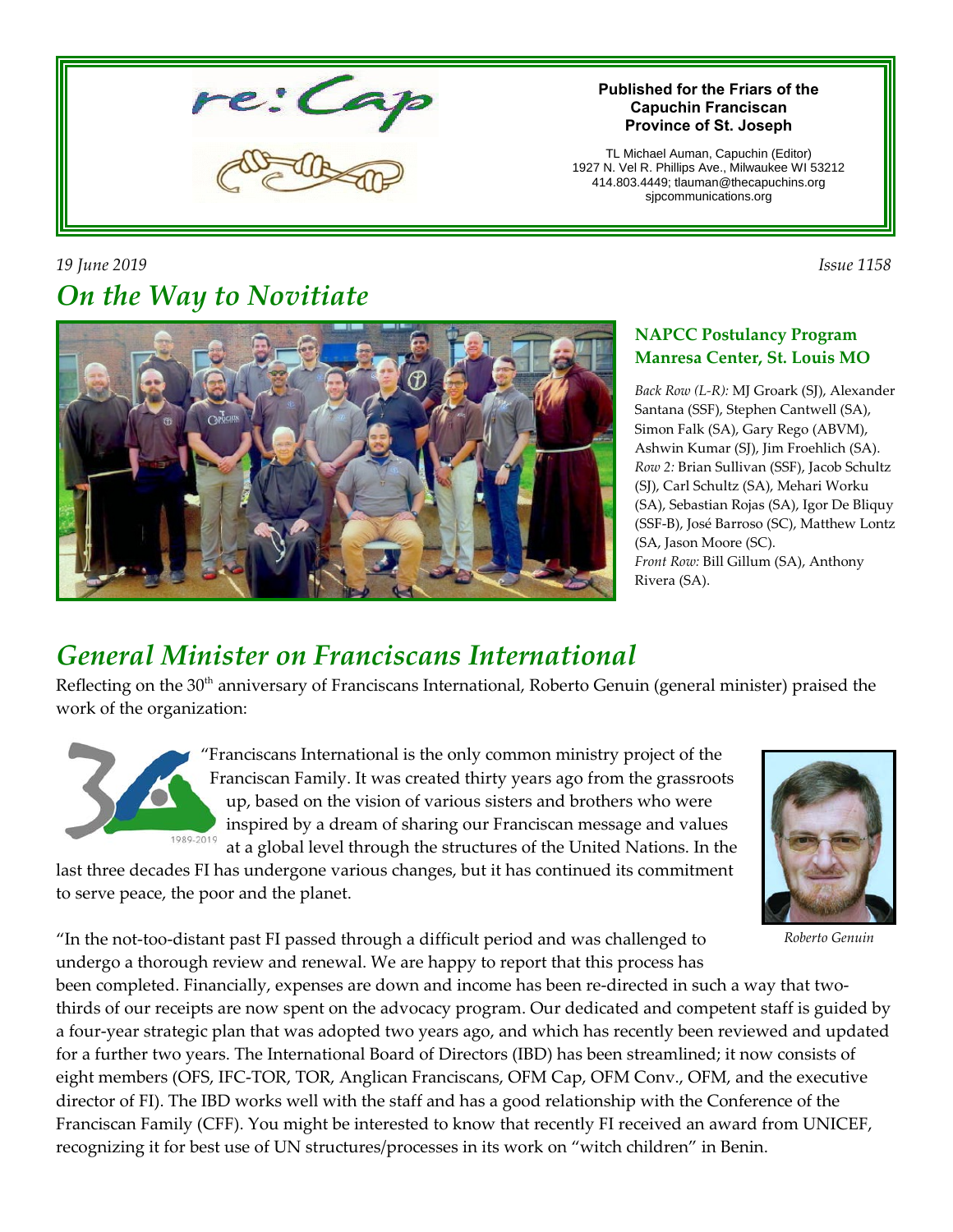re:Cap

**Published for the Friars of the Capuchin Franciscan Province of St. Joseph**

TL Michael Auman, Capuchin (Editor)
1927 N. Vel R. Phillips Ave., Milwaukee WI 53212
414.803.4449; tlauman@thecapuchins.org
sjpcommunications.org

*19 June 2019* *Issue 1158*

# *On the Way to Novitiate*

**NAPCC Postulancy Program Manresa Center, St. Louis MO**

*Back Row (L-R):* MJ Groark (SJ), Alexander Santana (SSF), Stephen Cantwell (SA), Simon Falk (SA), Gary Rego (ABVM), Ashwin Kumar (SJ), Jim Froehlich (SA).
*Row 2:* Brian Sullivan (SSF), Jacob Schultz (SJ), Carl Schultz (SA), Mehari Worku (SA), Sebastian Rojas (SA), Igor De Bliquy (SSF-B), José Barroso (SC), Matthew Lontz (SA, Jason Moore (SC).
*Front Row:* Bill Gillum (SA), Anthony Rivera (SA).

# *General Minister on Franciscans International*

Reflecting on the 30th anniversary of Franciscans International, Roberto Genuin (general minister) praised the work of the organization:

1989-2019

"Franciscans International is the only common ministry project of the Franciscan Family. It was created thirty years ago from the grassroots up, based on the vision of various sisters and brothers who were inspired by a dream of sharing our Franciscan message and values at a global level through the structures of the United Nations. In the last three decades FI has undergone various changes, but it has continued its commitment to serve peace, the poor and the planet.

*Roberto Genuin*

"In the not-too-distant past FI passed through a difficult period and was challenged to undergo a thorough review and renewal. We are happy to report that this process has been completed. Financially, expenses are down and income has been re-directed in such a way that two-thirds of our receipts are now spent on the advocacy program. Our dedicated and competent staff is guided by a four-year strategic plan that was adopted two years ago, and which has recently been reviewed and updated for a further two years. The International Board of Directors (IBD) has been streamlined; it now consists of eight members (OFS, IFC-TOR, TOR, Anglican Franciscans, OFM Cap, OFM Conv., OFM, and the executive director of FI). The IBD works well with the staff and has a good relationship with the Conference of the Franciscan Family (CFF). You might be interested to know that recently FI received an award from UNICEF, recognizing it for best use of UN structures/processes in its work on "witch children" in Benin.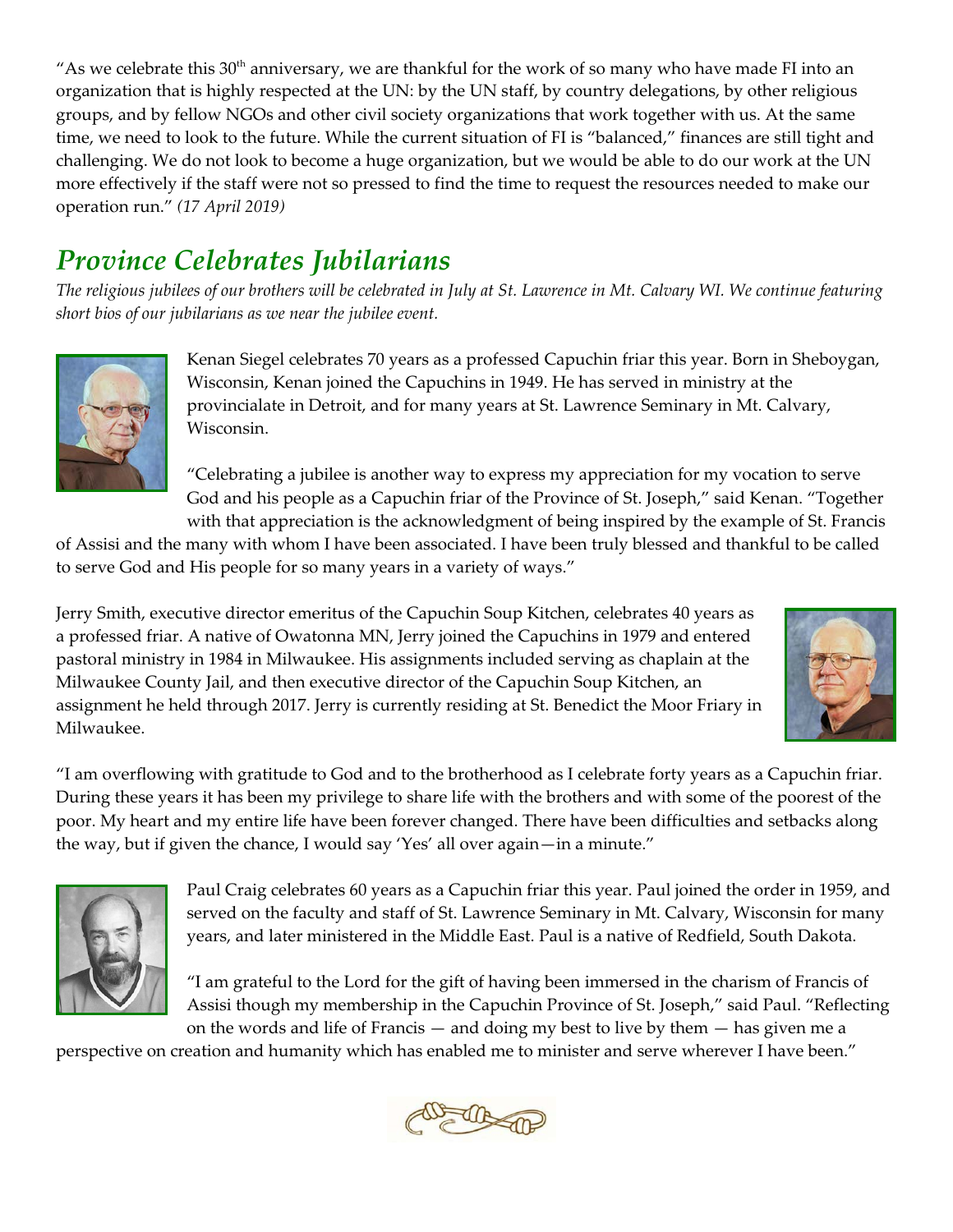"As we celebrate this 30th anniversary, we are thankful for the work of so many who have made FI into an organization that is highly respected at the UN: by the UN staff, by country delegations, by other religious groups, and by fellow NGOs and other civil society organizations that work together with us. At the same time, we need to look to the future. While the current situation of FI is "balanced," finances are still tight and challenging. We do not look to become a huge organization, but we would be able to do our work at the UN more effectively if the staff were not so pressed to find the time to request the resources needed to make our operation run." *(17 April 2019)*

## *Province Celebrates Jubilarians*

*The religious jubilees of our brothers will be celebrated in July at St. Lawrence in Mt. Calvary WI. We continue featuring short bios of our jubilarians as we near the jubilee event.*

Kenan Siegel celebrates 70 years as a professed Capuchin friar this year. Born in Sheboygan, Wisconsin, Kenan joined the Capuchins in 1949. He has served in ministry at the provincialate in Detroit, and for many years at St. Lawrence Seminary in Mt. Calvary, Wisconsin.

"Celebrating a jubilee is another way to express my appreciation for my vocation to serve God and his people as a Capuchin friar of the Province of St. Joseph," said Kenan. "Together with that appreciation is the acknowledgment of being inspired by the example of St. Francis of Assisi and the many with whom I have been associated. I have been truly blessed and thankful to be called to serve God and His people for so many years in a variety of ways."

Jerry Smith, executive director emeritus of the Capuchin Soup Kitchen, celebrates 40 years as a professed friar. A native of Owatonna MN, Jerry joined the Capuchins in 1979 and entered pastoral ministry in 1984 in Milwaukee. His assignments included serving as chaplain at the Milwaukee County Jail, and then executive director of the Capuchin Soup Kitchen, an assignment he held through 2017. Jerry is currently residing at St. Benedict the Moor Friary in Milwaukee.

"I am overflowing with gratitude to God and to the brotherhood as I celebrate forty years as a Capuchin friar. During these years it has been my privilege to share life with the brothers and with some of the poorest of the poor. My heart and my entire life have been forever changed. There have been difficulties and setbacks along the way, but if given the chance, I would say 'Yes' all over again—in a minute."

Paul Craig celebrates 60 years as a Capuchin friar this year. Paul joined the order in 1959, and served on the faculty and staff of St. Lawrence Seminary in Mt. Calvary, Wisconsin for many years, and later ministered in the Middle East. Paul is a native of Redfield, South Dakota.

"I am grateful to the Lord for the gift of having been immersed in the charism of Francis of Assisi though my membership in the Capuchin Province of St. Joseph," said Paul. "Reflecting on the words and life of Francis — and doing my best to live by them — has given me a perspective on creation and humanity which has enabled me to minister and serve wherever I have been."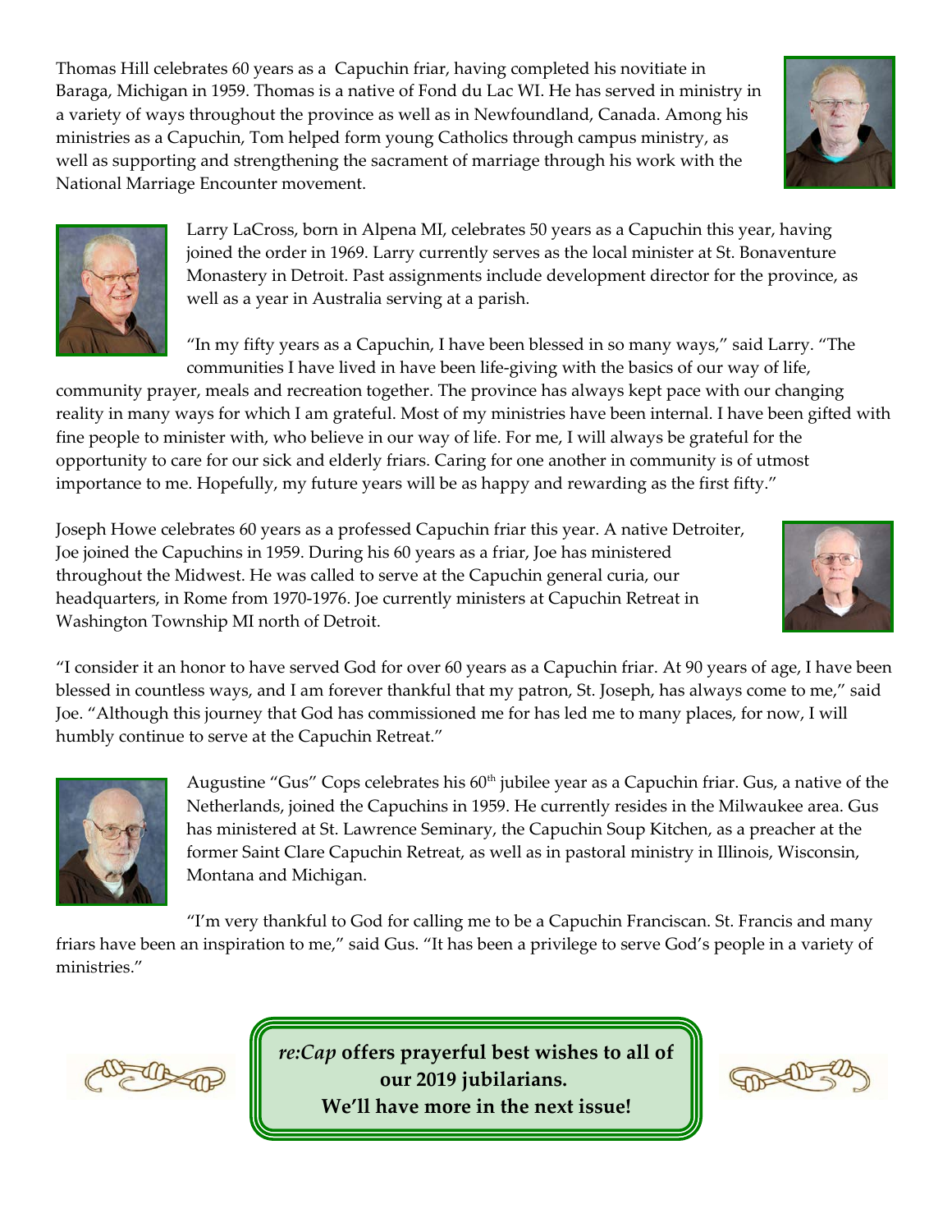Thomas Hill celebrates 60 years as a Capuchin friar, having completed his novitiate in Baraga, Michigan in 1959. Thomas is a native of Fond du Lac WI. He has served in ministry in a variety of ways throughout the province as well as in Newfoundland, Canada. Among his ministries as a Capuchin, Tom helped form young Catholics through campus ministry, as well as supporting and strengthening the sacrament of marriage through his work with the National Marriage Encounter movement.

Larry LaCross, born in Alpena MI, celebrates 50 years as a Capuchin this year, having joined the order in 1969. Larry currently serves as the local minister at St. Bonaventure Monastery in Detroit. Past assignments include development director for the province, as well as a year in Australia serving at a parish.

"In my fifty years as a Capuchin, I have been blessed in so many ways," said Larry. "The communities I have lived in have been life-giving with the basics of our way of life, community prayer, meals and recreation together. The province has always kept pace with our changing reality in many ways for which I am grateful. Most of my ministries have been internal. I have been gifted with fine people to minister with, who believe in our way of life. For me, I will always be grateful for the opportunity to care for our sick and elderly friars. Caring for one another in community is of utmost importance to me. Hopefully, my future years will be as happy and rewarding as the first fifty."

Joseph Howe celebrates 60 years as a professed Capuchin friar this year. A native Detroiter, Joe joined the Capuchins in 1959. During his 60 years as a friar, Joe has ministered throughout the Midwest. He was called to serve at the Capuchin general curia, our headquarters, in Rome from 1970-1976. Joe currently ministers at Capuchin Retreat in Washington Township MI north of Detroit.

"I consider it an honor to have served God for over 60 years as a Capuchin friar. At 90 years of age, I have been blessed in countless ways, and I am forever thankful that my patron, St. Joseph, has always come to me," said Joe. "Although this journey that God has commissioned me for has led me to many places, for now, I will humbly continue to serve at the Capuchin Retreat."

Augustine "Gus" Cops celebrates his 60th jubilee year as a Capuchin friar. Gus, a native of the Netherlands, joined the Capuchins in 1959. He currently resides in the Milwaukee area. Gus has ministered at St. Lawrence Seminary, the Capuchin Soup Kitchen, as a preacher at the former Saint Clare Capuchin Retreat, as well as in pastoral ministry in Illinois, Wisconsin, Montana and Michigan.

"I'm very thankful to God for calling me to be a Capuchin Franciscan. St. Francis and many friars have been an inspiration to me," said Gus. "It has been a privilege to serve God's people in a variety of ministries."

***re:Cap* offers prayerful best wishes to all of our 2019 jubilarians.**
**We'll have more in the next issue!**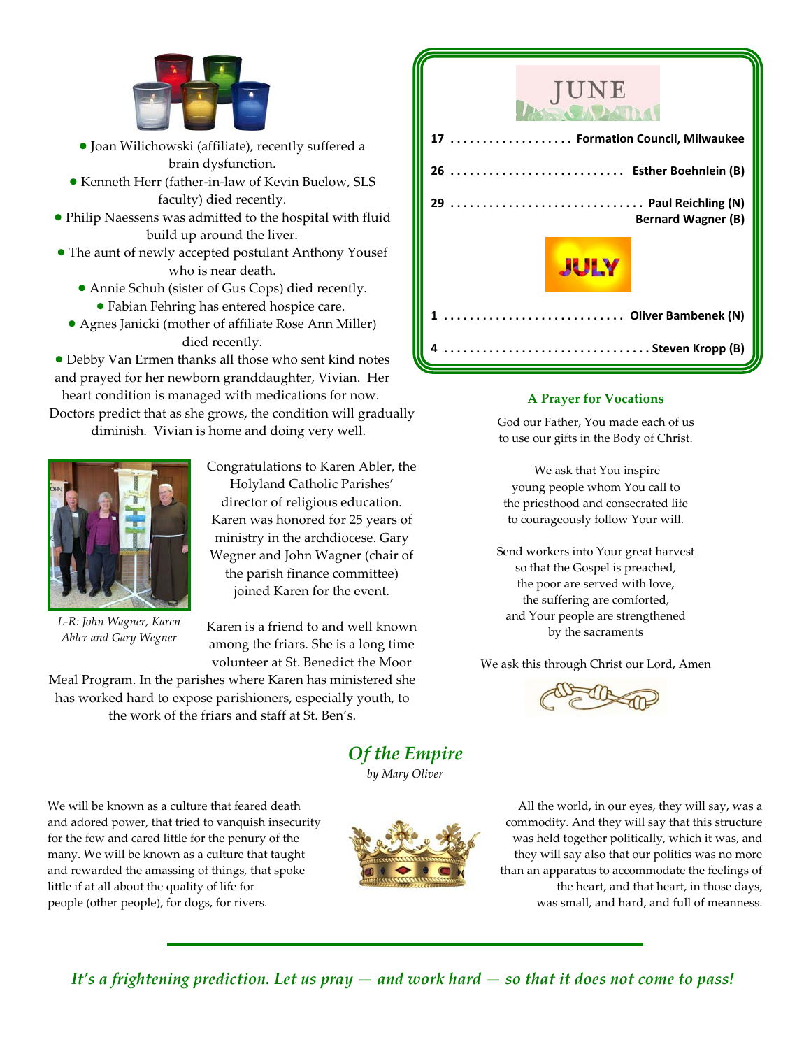- Joan Wilichowski (affiliate), recently suffered a brain dysfunction.
- Kenneth Herr (father-in-law of Kevin Buelow, SLS faculty) died recently.
- Philip Naessens was admitted to the hospital with fluid build up around the liver.
- The aunt of newly accepted postulant Anthony Yousef who is near death.
- Annie Schuh (sister of Gus Cops) died recently.
- Fabian Fehring has entered hospice care.
- Agnes Janicki (mother of affiliate Rose Ann Miller) died recently.
- Debby Van Ermen thanks all those who sent kind notes and prayed for her newborn granddaughter, Vivian. Her heart condition is managed with medications for now. Doctors predict that as she grows, the condition will gradually diminish. Vivian is home and doing very well.

Congratulations to Karen Abler, the Holyland Catholic Parishes' director of religious education. Karen was honored for 25 years of ministry in the archdiocese. Gary Wegner and John Wagner (chair of the parish finance committee) joined Karen for the event.

*L-R: John Wagner, Karen Abler and Gary Wegner*

Karen is a friend to and well known among the friars. She is a long time volunteer at St. Benedict the Moor Meal Program. In the parishes where Karen has ministered she has worked hard to expose parishioners, especially youth, to the work of the friars and staff at St. Ben's.

## JUNE

**17** ................... **Formation Council, Milwaukee**

**26** ........................... **Esther Boehnlein (B)**

**29** .............................. **Paul Reichling (N)**
**Bernard Wagner (B)**

## JULY

**1** ............................ **Oliver Bambenek (N)**

**4** ................................ **Steven Kropp (B)**

### A Prayer for Vocations

God our Father, You made each of us
to use our gifts in the Body of Christ.

We ask that You inspire
young people whom You call to
the priesthood and consecrated life
to courageously follow Your will.

Send workers into Your great harvest
so that the Gospel is preached,
the poor are served with love,
the suffering are comforted,
and Your people are strengthened
by the sacraments

We ask this through Christ our Lord, Amen

## *Of the Empire*

*by Mary Oliver*

We will be known as a culture that feared death and adored power, that tried to vanquish insecurity for the few and cared little for the penury of the many. We will be known as a culture that taught and rewarded the amassing of things, that spoke little if at all about the quality of life for people (other people), for dogs, for rivers.

All the world, in our eyes, they will say, was a commodity. And they will say that this structure was held together politically, which it was, and they will say also that our politics was no more than an apparatus to accommodate the feelings of the heart, and that heart, in those days, was small, and hard, and full of meanness.

*It's a frightening prediction. Let us pray — and work hard — so that it does not come to pass!*